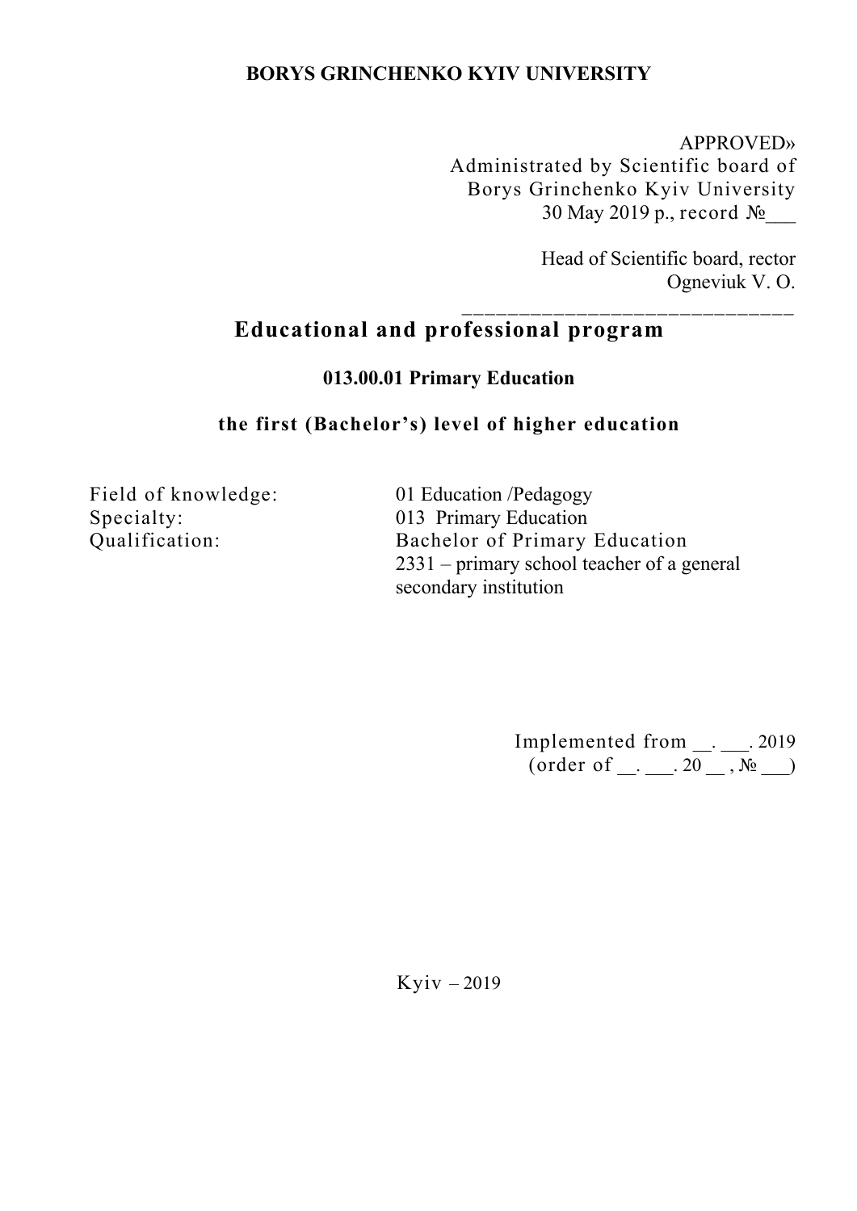**BORYS GRINCHENKO KYIV UNIVERSITY**

APPROVED»
Administrated by Scientific board of
Borys Grinchenko Kyiv University
30 May 2019 p., record №___

Head of Scientific board, rector
Ogneviuk V. O.

______________________________

# Educational and professional program

## 013.00.01 Primary Education

### the first (Bachelor's) level of higher education

Field of knowledge: 01 Education /Pedagogy
Specialty: 013 Primary Education
Qualification: Bachelor of Primary Education
2331 – primary school teacher of a general secondary institution

Implemented from __. ___. 2019
(order of __. ___. 20 __ , № ___)

Kyiv – 2019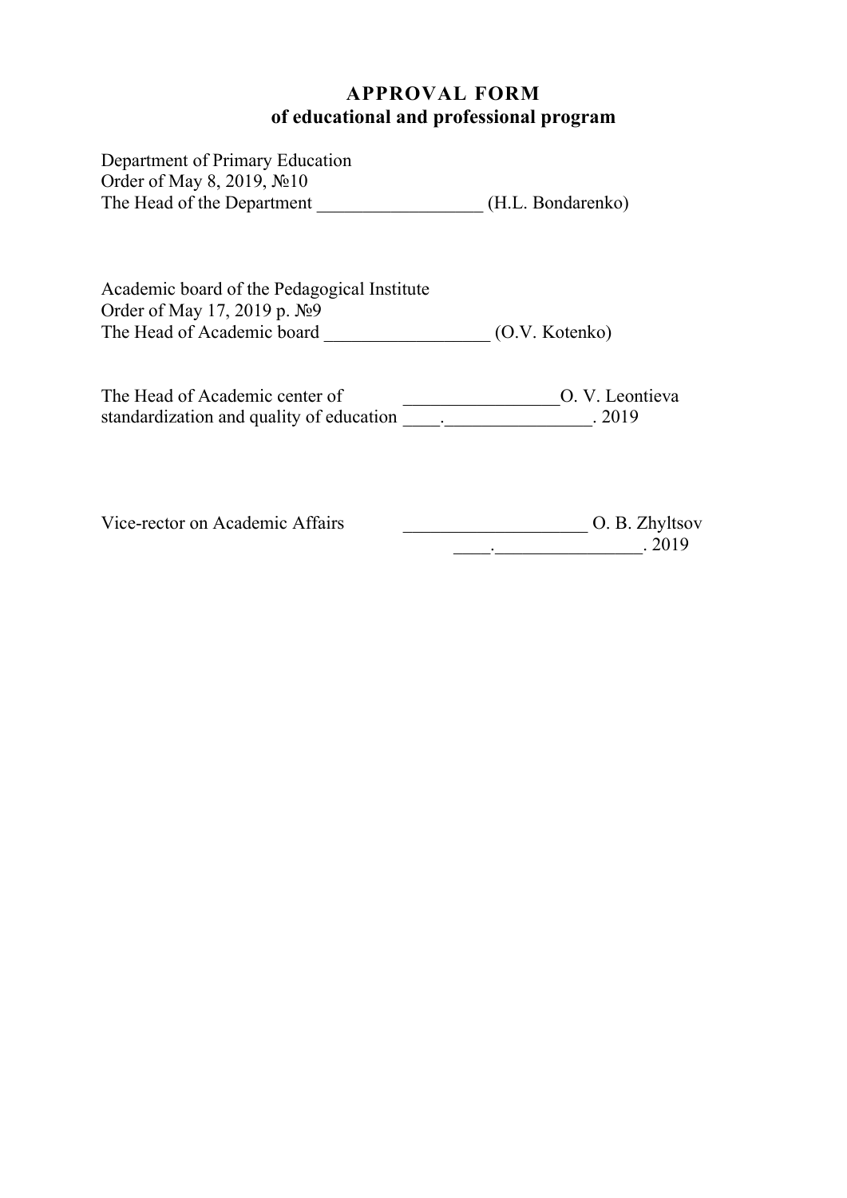# APPROVAL FORM
## of educational and professional program

Department of Primary Education
Order of May 8, 2019, №10
The Head of the Department __________________ (H.L. Bondarenko)

Academic board of the Pedagogical Institute
Order of May 17, 2019 p. №9
The Head of Academic board __________________ (O.V. Kotenko)

The Head of Academic center of __________________O. V. Leontieva
standardization and quality of education ____.________________. 2019

Vice-rector on Academic Affairs ____________________ O. B. Zhyltsov
____.________________. 2019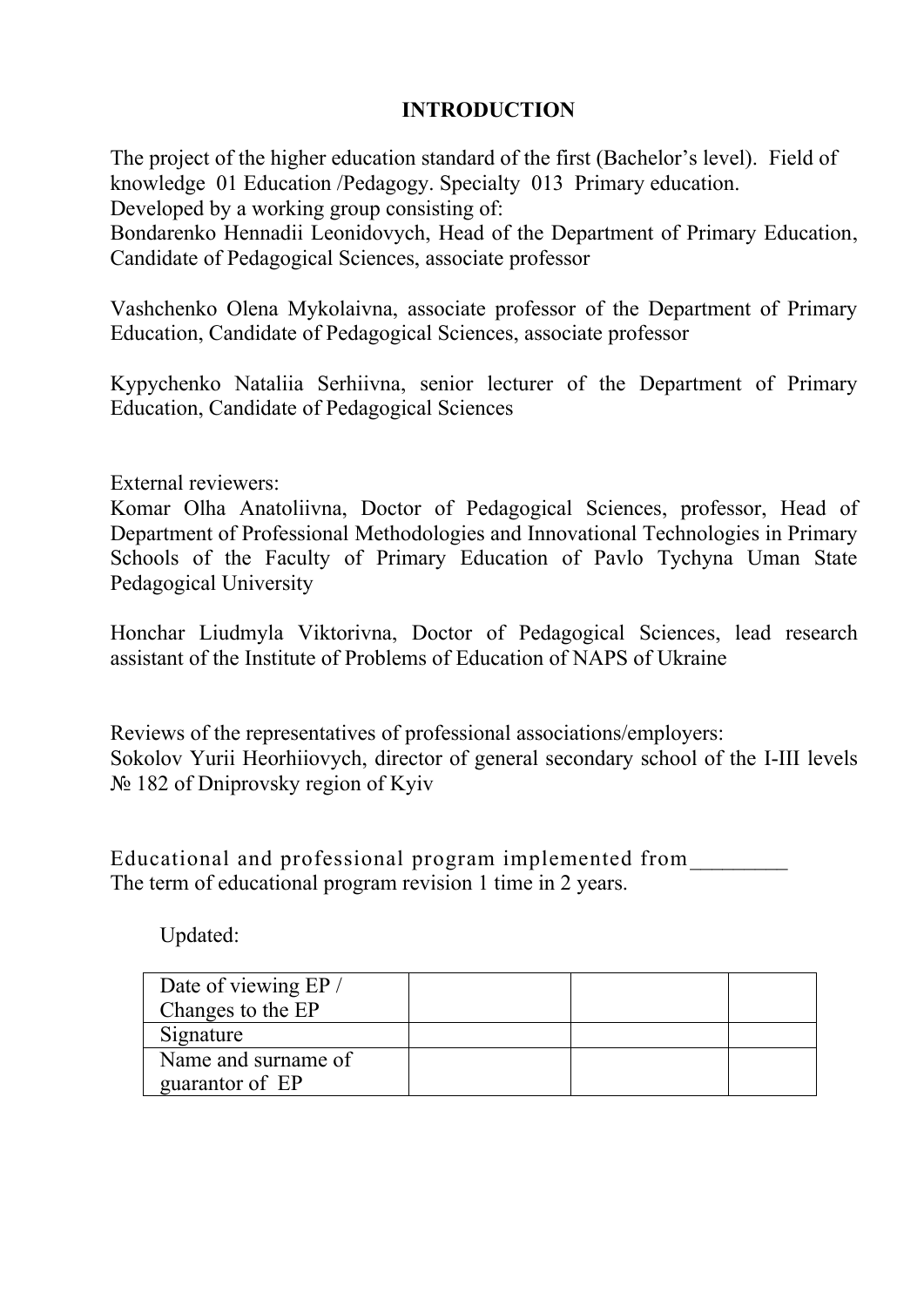# INTRODUCTION

The project of the higher education standard of the first (Bachelor's level). Field of knowledge 01 Education /Pedagogy. Specialty 013 Primary education.
Developed by a working group consisting of:
Bondarenko Hennadii Leonidovych, Head of the Department of Primary Education, Candidate of Pedagogical Sciences, associate professor

Vashchenko Olena Mykolaivna, associate professor of the Department of Primary Education, Candidate of Pedagogical Sciences, associate professor

Kypychenko Nataliia Serhiivna, senior lecturer of the Department of Primary Education, Candidate of Pedagogical Sciences

External reviewers:
Komar Olha Anatoliivna, Doctor of Pedagogical Sciences, professor, Head of Department of Professional Methodologies and Innovational Technologies in Primary Schools of the Faculty of Primary Education of Pavlo Tychyna Uman State Pedagogical University

Honchar Liudmyla Viktorivna, Doctor of Pedagogical Sciences, lead research assistant of the Institute of Problems of Education of NAPS of Ukraine

Reviews of the representatives of professional associations/employers:
Sokolov Yurii Heorhiiovych, director of general secondary school of the I-III levels № 182 of Dniprovsky region of Kyiv

Educational and professional program implemented from________
The term of educational program revision 1 time in 2 years.

Updated:

| Date of viewing EP / Changes to the EP | | | |
|---|---|---|---|
| Signature | | | |
| Name and surname of guarantor of EP | | | |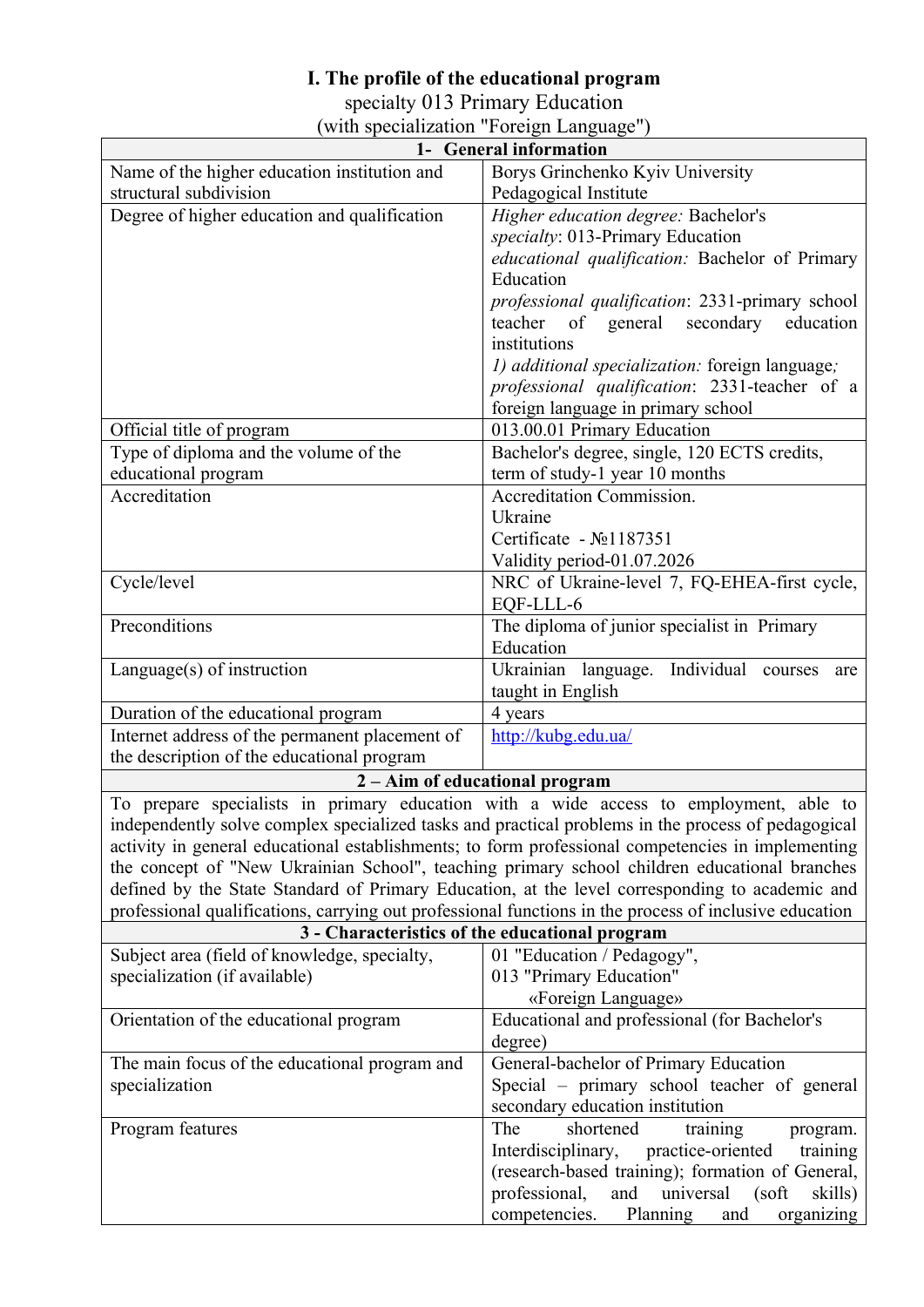# I. The profile of the educational program

specialty 013 Primary Education
(with specialization "Foreign Language")

| **1- General information** | |
|---|---|
| Name of the higher education institution and structural subdivision | Borys Grinchenko Kyiv University Pedagogical Institute |
| Degree of higher education and qualification | *Higher education degree:* Bachelor's<br>*specialty*: 013-Primary Education<br>*educational qualification:* Bachelor of Primary Education<br>*professional qualification*: 2331-primary school teacher of general secondary education institutions<br>*1) additional specialization:* foreign language*;*<br>*professional qualification*: 2331-teacher of a foreign language in primary school |
| Official title of program | 013.00.01 Primary Education |
| Type of diploma and the volume of the educational program | Bachelor's degree, single, 120 ECTS credits, term of study-1 year 10 months |
| Accreditation | Accreditation Commission.<br>Ukraine<br>Certificate - №1187351<br>Validity period-01.07.2026 |
| Cycle/level | NRC of Ukraine-level 7, FQ-EHEA-first cycle, EQF-LLL-6 |
| Preconditions | The diploma of junior specialist in Primary Education |
| Language(s) of instruction | Ukrainian language. Individual courses are taught in English |
| Duration of the educational program | 4 years |
| Internet address of the permanent placement of the description of the educational program | http://kubg.edu.ua/ |
| **2 – Aim of educational program** | |
| To prepare specialists in primary education with a wide access to employment, able to independently solve complex specialized tasks and practical problems in the process of pedagogical activity in general educational establishments; to form professional competencies in implementing the concept of "New Ukrainian School", teaching primary school children educational branches defined by the State Standard of Primary Education, at the level corresponding to academic and professional qualifications, carrying out professional functions in the process of inclusive education | |
| **3 - Characteristics of the educational program** | |
| Subject area (field of knowledge, specialty, specialization (if available) | 01 "Education / Pedagogy",<br>013 "Primary Education"<br>«Foreign Language» |
| Orientation of the educational program | Educational and professional (for Bachelor's degree) |
| The main focus of the educational program and specialization | General-bachelor of Primary Education<br>Special – primary school teacher of general secondary education institution |
| Program features | The shortened training program. Interdisciplinary, practice-oriented training (research-based training); formation of General, professional, and universal (soft skills) competencies. Planning and organizing |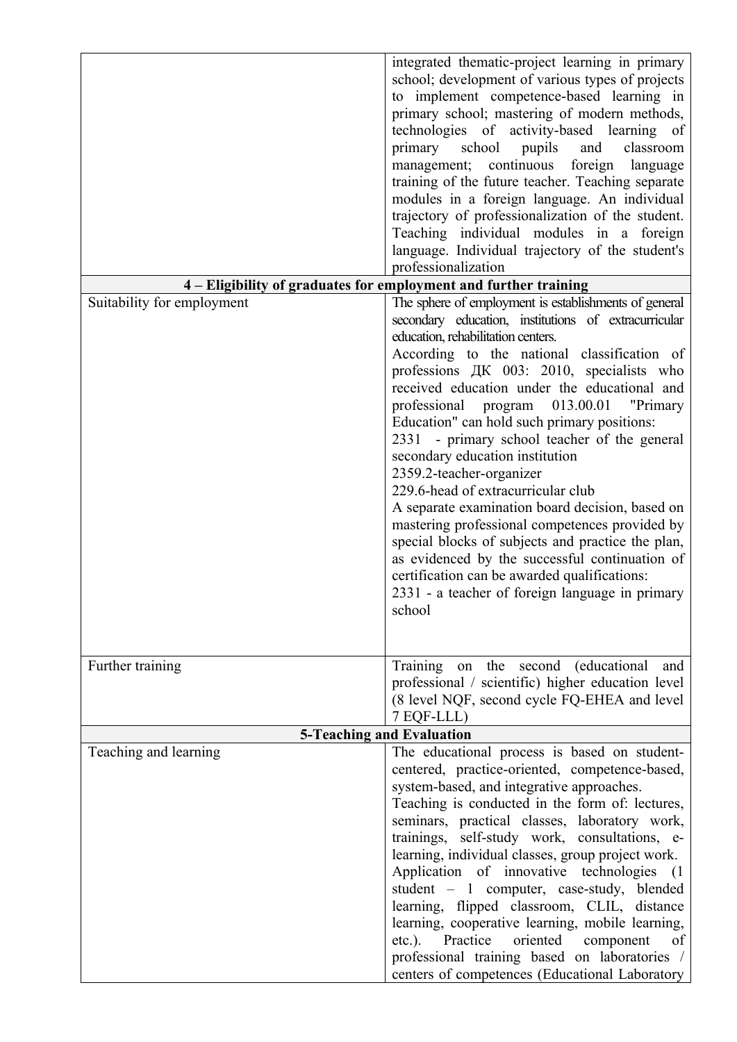| | |
|---|---|
| | integrated thematic-project learning in primary school; development of various types of projects to implement competence-based learning in primary school; mastering of modern methods, technologies of activity-based learning of primary school pupils and classroom management; continuous foreign language training of the future teacher. Teaching separate modules in a foreign language. An individual trajectory of professionalization of the student. Teaching individual modules in a foreign language. Individual trajectory of the student's professionalization |
| **4 – Eligibility of graduates for employment and further training** | |
| Suitability for employment | The sphere of employment is establishments of general secondary education, institutions of extracurricular education, rehabilitation centers.<br>According to the national classification of professions ДК 003: 2010, specialists who received education under the educational and professional program 013.00.01 "Primary Education" can hold such primary positions:<br>2331 - primary school teacher of the general secondary education institution<br>2359.2-teacher-organizer<br>229.6-head of extracurricular club<br>A separate examination board decision, based on mastering professional competences provided by special blocks of subjects and practice the plan, as evidenced by the successful continuation of certification can be awarded qualifications:<br>2331 - a teacher of foreign language in primary school |
| Further training | Training on the second (educational and professional / scientific) higher education level (8 level NQF, second cycle FQ-EHEA and level 7 EQF-LLL) |
| **5-Teaching and Evaluation** | |
| Teaching and learning | The educational process is based on student-centered, practice-oriented, competence-based, system-based, and integrative approaches.<br>Teaching is conducted in the form of: lectures, seminars, practical classes, laboratory work, trainings, self-study work, consultations, e-learning, individual classes, group project work.<br>Application of innovative technologies (1 student – 1 computer, case-study, blended learning, flipped classroom, CLIL, distance learning, cooperative learning, mobile learning, etc.). Practice oriented component of professional training based on laboratories / centers of competences (Educational Laboratory |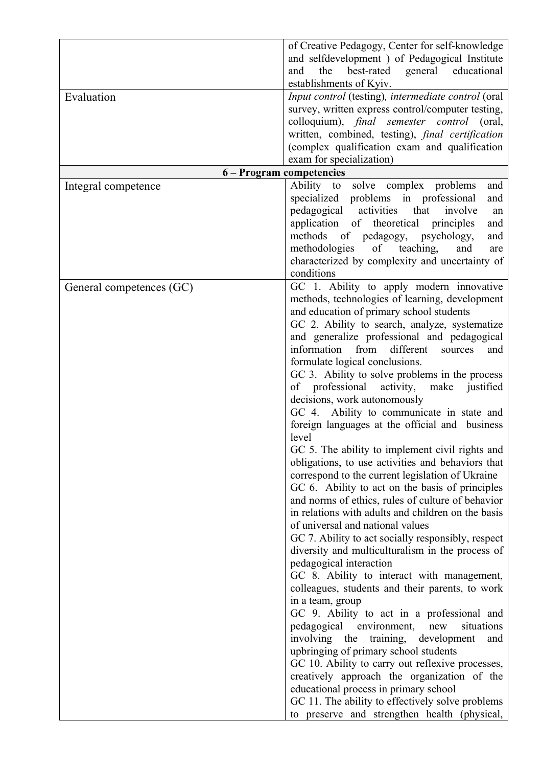| | |
|---|---|
| | of Creative Pedagogy, Center for self-knowledge and selfdevelopment ) of Pedagogical Institute and the best-rated general educational establishments of Kyiv. |
| Evaluation | *Input control* (testing)*, intermediate control* (oral survey, written express control/computer testing, colloquium), *final semester control* (oral, written, combined, testing), *final certification* (complex qualification exam and qualification exam for specialization) |
| **6 – Program competencies** | |
| Integral competence | Ability to solve complex problems and specialized problems in professional and pedagogical activities that involve an application of theoretical principles and methods of pedagogy, psychology, and methodologies of teaching, and are characterized by complexity and uncertainty of conditions |
| General competences (GC) | GC 1. Ability to apply modern innovative methods, technologies of learning, development and education of primary school students<br>GC 2. Ability to search, analyze, systematize and generalize professional and pedagogical information from different sources and formulate logical conclusions.<br>GC 3. Ability to solve problems in the process of professional activity, make justified decisions, work autonomously<br>GC 4. Ability to communicate in state and foreign languages at the official and business level<br>GC 5. The ability to implement civil rights and obligations, to use activities and behaviors that correspond to the current legislation of Ukraine<br>GC 6. Ability to act on the basis of principles and norms of ethics, rules of culture of behavior in relations with adults and children on the basis of universal and national values<br>GC 7. Ability to act socially responsibly, respect diversity and multiculturalism in the process of pedagogical interaction<br>GC 8. Ability to interact with management, colleagues, students and their parents, to work in a team, group<br>GC 9. Ability to act in a professional and pedagogical environment, new situations involving the training, development and upbringing of primary school students<br>GC 10. Ability to carry out reflexive processes, creatively approach the organization of the educational process in primary school<br>GC 11. The ability to effectively solve problems to preserve and strengthen health (physical, |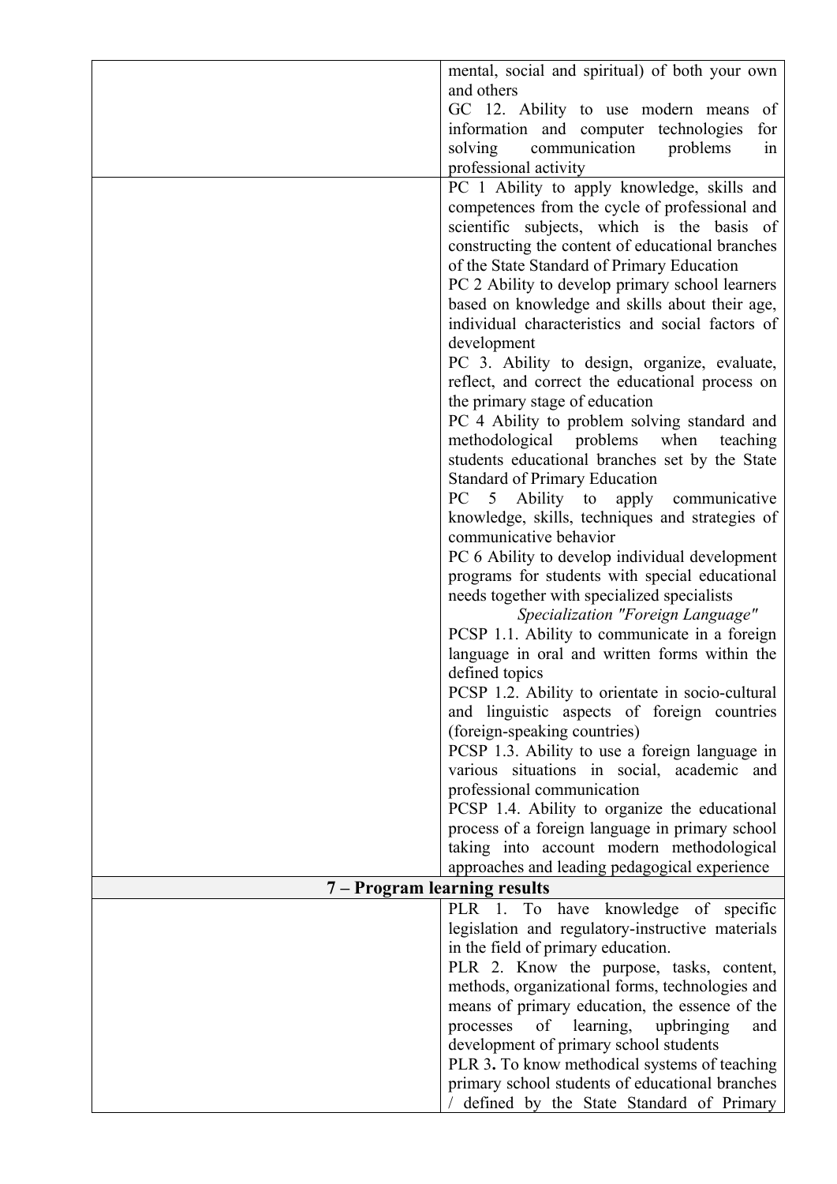| | |
|---|---|
| | mental, social and spiritual) of both your own and others<br>GC 12. Ability to use modern means of information and computer technologies for solving communication problems in professional activity |
| | PC 1 Ability to apply knowledge, skills and competences from the cycle of professional and scientific subjects, which is the basis of constructing the content of educational branches of the State Standard of Primary Education<br>PC 2 Ability to develop primary school learners based on knowledge and skills about their age, individual characteristics and social factors of development<br>PC 3. Ability to design, organize, evaluate, reflect, and correct the educational process on the primary stage of education<br>PC 4 Ability to problem solving standard and methodological problems when teaching students educational branches set by the State Standard of Primary Education<br>PC 5 Ability to apply communicative knowledge, skills, techniques and strategies of communicative behavior<br>PC 6 Ability to develop individual development programs for students with special educational needs together with specialized specialists<br>*Specialization "Foreign Language"*<br>PCSP 1.1. Ability to communicate in a foreign language in oral and written forms within the defined topics<br>PCSP 1.2. Ability to orientate in socio-cultural and linguistic aspects of foreign countries (foreign-speaking countries)<br>PCSP 1.3. Ability to use a foreign language in various situations in social, academic and professional communication<br>PCSP 1.4. Ability to organize the educational process of a foreign language in primary school taking into account modern methodological approaches and leading pedagogical experience |
| **7 – Program learning results** | |
| | PLR 1. To have knowledge of specific legislation and regulatory-instructive materials in the field of primary education.<br>PLR 2. Know the purpose, tasks, content, methods, organizational forms, technologies and means of primary education, the essence of the processes of learning, upbringing and development of primary school students<br>PLR 3**.** To know methodical systems of teaching primary school students of educational branches / defined by the State Standard of Primary |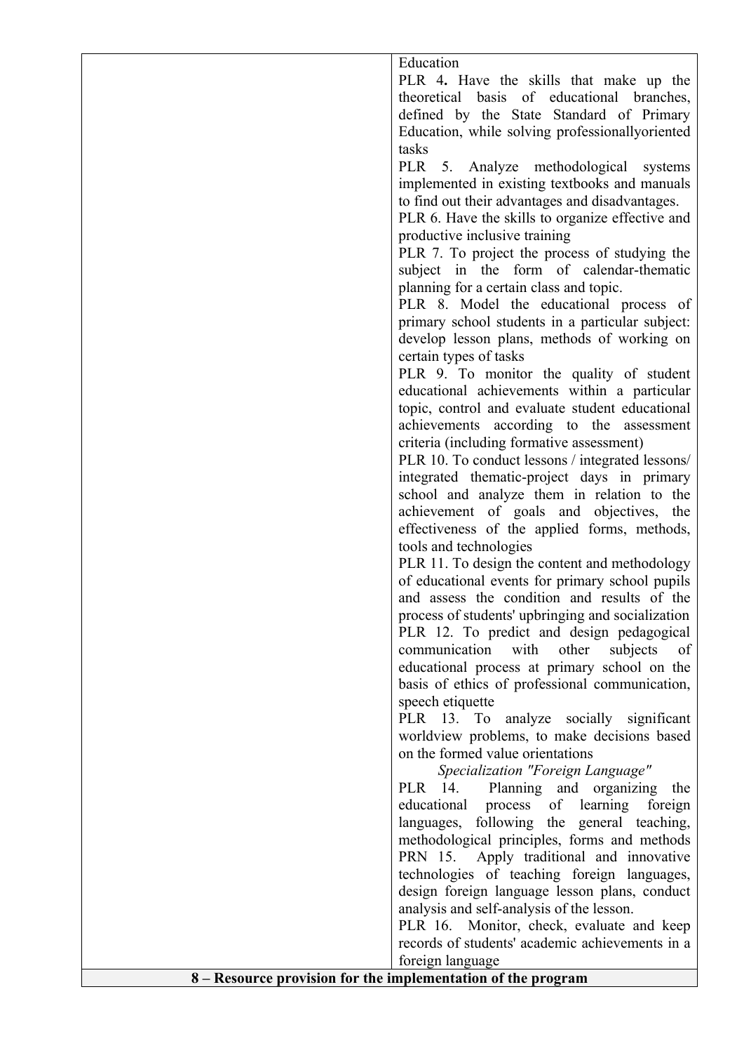| | |
|---|---|
| | Education<br>PLR 4**.** Have the skills that make up the theoretical basis of educational branches, defined by the State Standard of Primary Education, while solving professionallyoriented tasks<br>PLR 5. Analyze methodological systems implemented in existing textbooks and manuals to find out their advantages and disadvantages.<br>PLR 6. Have the skills to organize effective and productive inclusive training<br>PLR 7. To project the process of studying the subject in the form of calendar-thematic planning for a certain class and topic.<br>PLR 8. Model the educational process of primary school students in a particular subject: develop lesson plans, methods of working on certain types of tasks<br>PLR 9. To monitor the quality of student educational achievements within a particular topic, control and evaluate student educational achievements according to the assessment criteria (including formative assessment)<br>PLR 10. To conduct lessons / integrated lessons/ integrated thematic-project days in primary school and analyze them in relation to the achievement of goals and objectives, the effectiveness of the applied forms, methods, tools and technologies<br>PLR 11. To design the content and methodology of educational events for primary school pupils and assess the condition and results of the process of students' upbringing and socialization<br>PLR 12. To predict and design pedagogical communication with other subjects of educational process at primary school on the basis of ethics of professional communication, speech etiquette<br>PLR 13. To analyze socially significant worldview problems, to make decisions based on the formed value orientations<br>*Specialization "Foreign Language"*<br>PLR 14. Planning and organizing the educational process of learning foreign languages, following the general teaching, methodological principles, forms and methods<br>PRN 15. Apply traditional and innovative technologies of teaching foreign languages, design foreign language lesson plans, conduct analysis and self-analysis of the lesson.<br>PLR 16. Monitor, check, evaluate and keep records of students' academic achievements in a foreign language |
| **8 – Resource provision for the implementation of the program** | |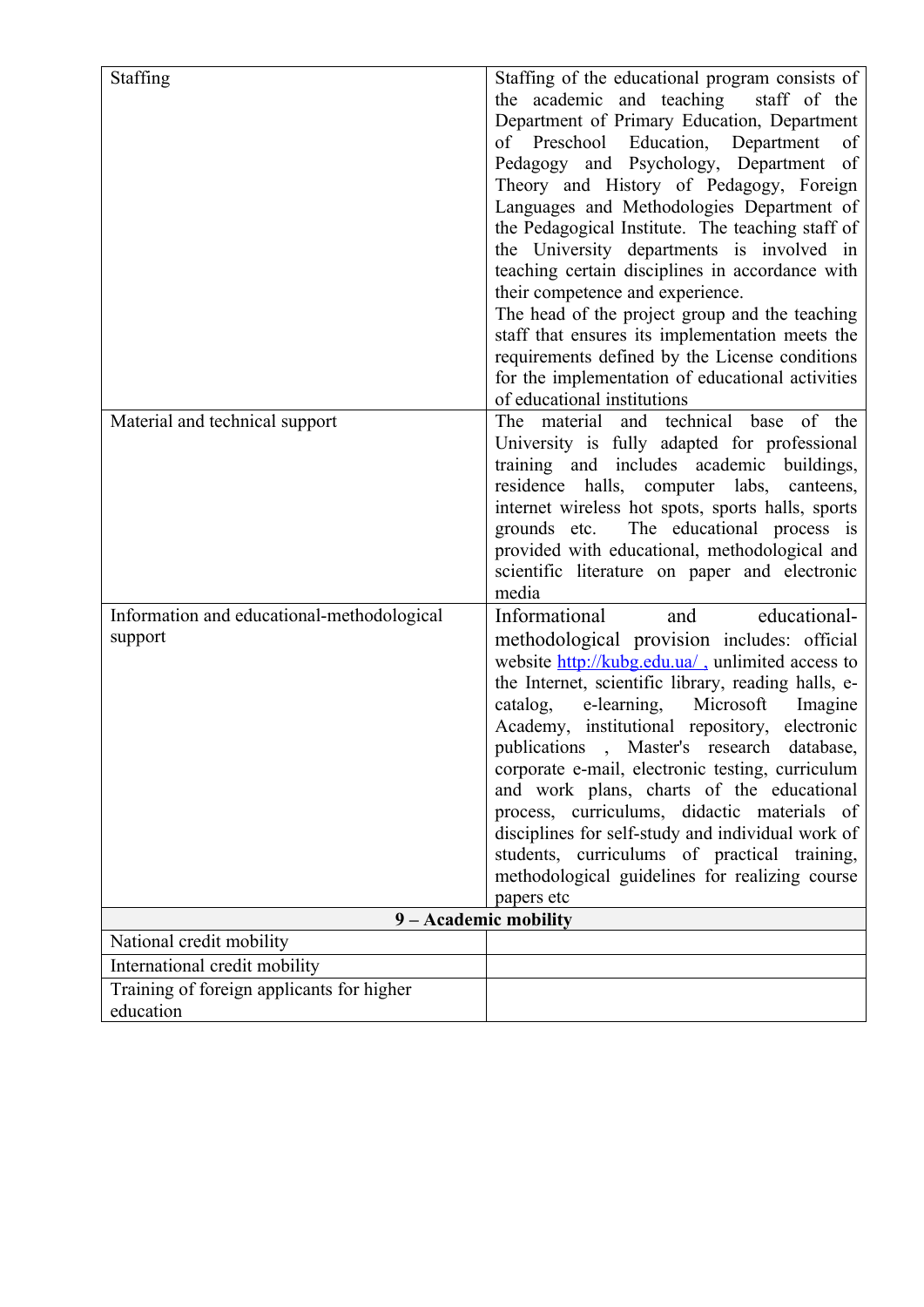| | |
|---|---|
| Staffing | Staffing of the educational program consists of the academic and teaching staff of the Department of Primary Education, Department of Preschool Education, Department of Pedagogy and Psychology, Department of Theory and History of Pedagogy, Foreign Languages and Methodologies Department of the Pedagogical Institute. The teaching staff of the University departments is involved in teaching certain disciplines in accordance with their competence and experience.<br>The head of the project group and the teaching staff that ensures its implementation meets the requirements defined by the License conditions for the implementation of educational activities of educational institutions |
| Material and technical support | The material and technical base of the University is fully adapted for professional training and includes academic buildings, residence halls, computer labs, canteens, internet wireless hot spots, sports halls, sports grounds etc. The educational process is provided with educational, methodological and scientific literature on paper and electronic media |
| Information and educational-methodological support | Informational and educational-methodological provision includes: official website [http://kubg.edu.ua/ ,](http://kubg.edu.ua/) unlimited access to the Internet, scientific library, reading halls, e-catalog, e-learning, Microsoft Imagine Academy, institutional repository, electronic publications , Master's research database, corporate e-mail, electronic testing, curriculum and work plans, charts of the educational process, curriculums, didactic materials of disciplines for self-study and individual work of students, curriculums of practical training, methodological guidelines for realizing course papers etc |
| **9 – Academic mobility** | |
| National credit mobility | |
| International credit mobility | |
| Training of foreign applicants for higher education | |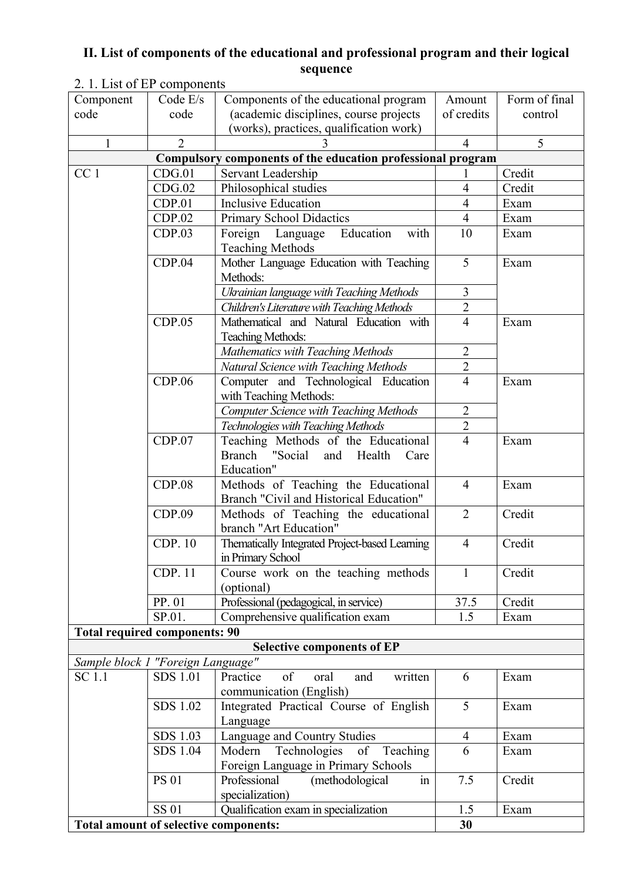## II. List of components of the educational and professional program and their logical sequence

2. 1. List of EP components

| Component code | Code E/s code | Components of the educational program (academic disciplines, course projects (works), practices, qualification work) | Amount of credits | Form of final control |
|---|---|---|---|---|
| 1 | 2 | 3 | 4 | 5 |
| **Compulsory components of the education professional program** | | | | |
| CC 1 | CDG.01 | Servant Leadership | 1 | Credit |
| | CDG.02 | Philosophical studies | 4 | Credit |
| | CDP.01 | Inclusive Education | 4 | Exam |
| | CDP.02 | Primary School Didactics | 4 | Exam |
| | CDP.03 | Foreign Language Education with Teaching Methods | 10 | Exam |
| | CDP.04 | Mother Language Education with Teaching Methods: | 5 | Exam |
| | | *Ukrainian language with Teaching Methods* | 3 | |
| | | *Children's Literature with Teaching Methods* | 2 | |
| | CDP.05 | Mathematical and Natural Education with Teaching Methods: | 4 | Exam |
| | | *Mathematics with Teaching Methods* | 2 | |
| | | *Natural Science with Teaching Methods* | 2 | |
| | CDP.06 | Computer and Technological Education with Teaching Methods: | 4 | Exam |
| | | *Computer Science with Teaching Methods* | 2 | |
| | | *Technologies with Teaching Methods* | 2 | |
| | CDP.07 | Teaching Methods of the Educational Branch "Social and Health Care Education" | 4 | Exam |
| | CDP.08 | Methods of Teaching the Educational Branch "Civil and Historical Education" | 4 | Exam |
| | CDP.09 | Methods of Teaching the educational branch "Art Education" | 2 | Credit |
| | CDP. 10 | Thematically Integrated Project-based Learning in Primary School | 4 | Credit |
| | CDP. 11 | Course work on the teaching methods (optional) | 1 | Credit |
| | PP. 01 | Professional (pedagogical, in service) | 37.5 | Credit |
| | SP.01. | Comprehensive qualification exam | 1.5 | Exam |
| **Total required components: 90** | | | | |
| **Selective components of EP** | | | | |
| *Sample block 1 "Foreign Language"* | | | | |
| SC 1.1 | SDS 1.01 | Practice of oral and written communication (English) | 6 | Exam |
| | SDS 1.02 | Integrated Practical Course of English Language | 5 | Exam |
| | SDS 1.03 | Language and Country Studies | 4 | Exam |
| | SDS 1.04 | Modern Technologies of Teaching Foreign Language in Primary Schools | 6 | Exam |
| | PS 01 | Professional (methodological in specialization) | 7.5 | Credit |
| | SS 01 | Qualification exam in specialization | 1.5 | Exam |
| **Total amount of selective components:** | | | **30** | |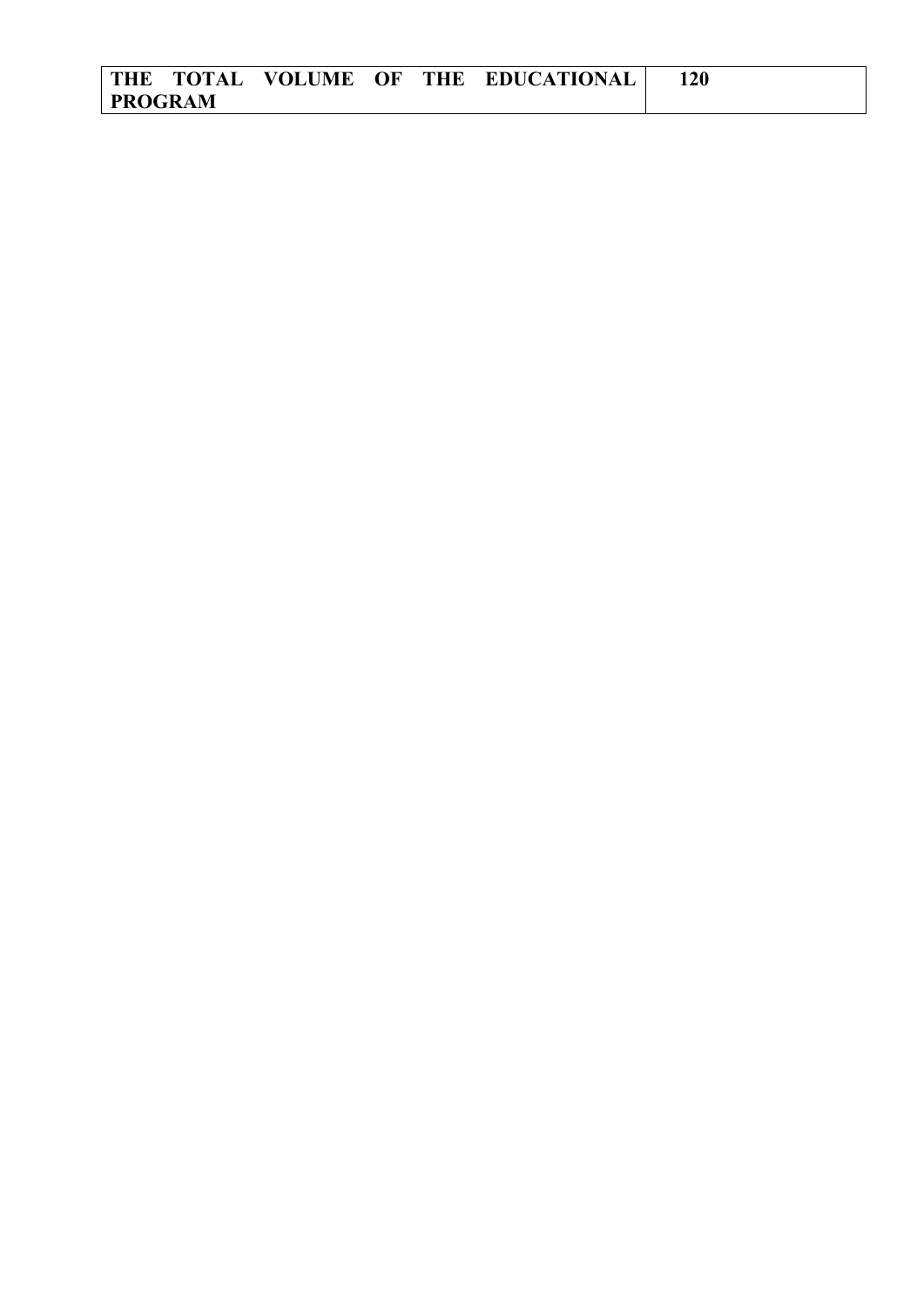| **THE TOTAL VOLUME OF THE EDUCATIONAL PROGRAM** | **120** |
|---|---|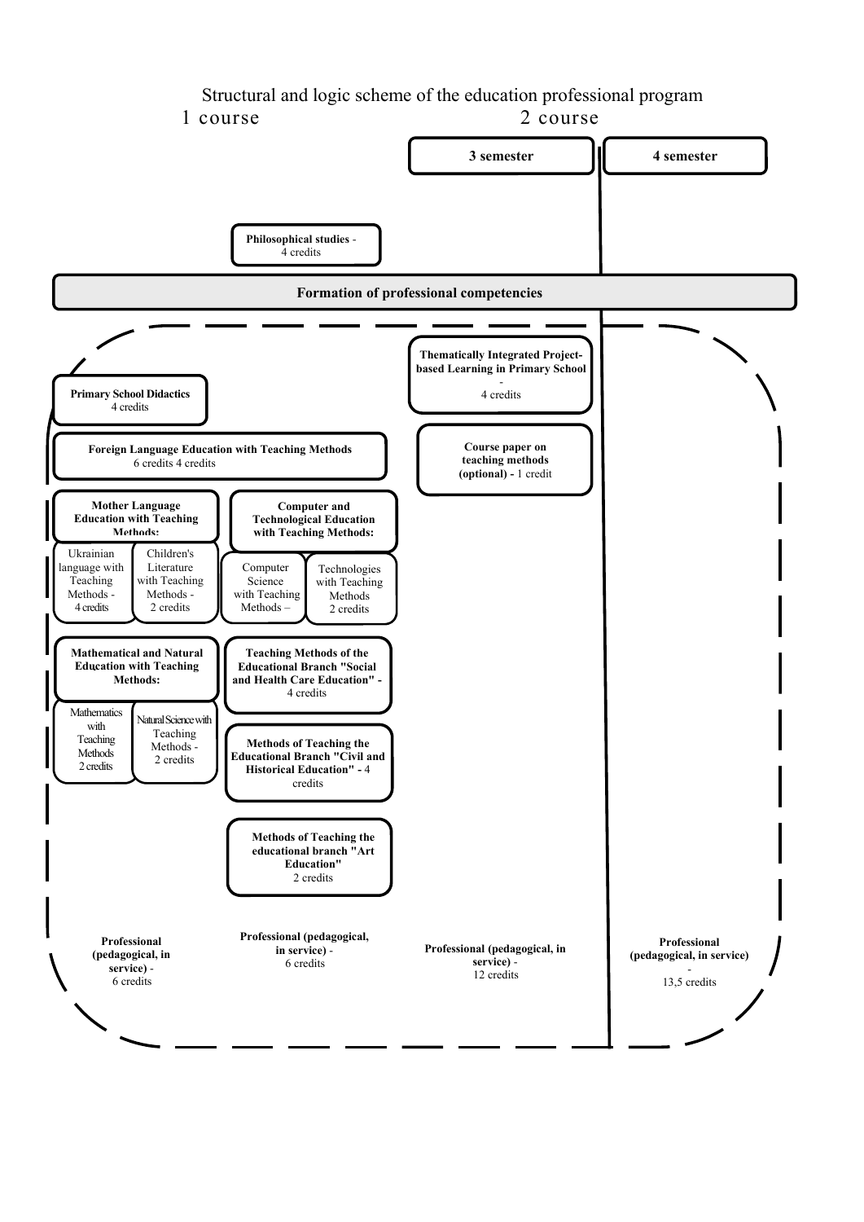# Structural and logic scheme of the education professional program

1 course | 2 course

**3 semester** | **4 semester**

**Philosophical studies** - 4 credits

**Formation of professional competencies**

**Thematically Integrated Project-based Learning in Primary School** - 4 credits

**Course paper on teaching methods (optional) -** 1 credit

**Primary School Didactics** 4 credits

**Foreign Language Education with Teaching Methods** 6 credits 4 credits

**Mother Language Education with Teaching Methods:**

- Ukrainian language with Teaching Methods - 4 credits
- Children's Literature with Teaching Methods - 2 credits

**Computer and Technological Education with Teaching Methods:**

- Computer Science with Teaching Methods –
- Technologies with Teaching Methods 2 credits

**Mathematical and Natural Education with Teaching Methods:**

- Mathematics with Teaching Methods 2 credits
- Natural Science with Teaching Methods - 2 credits

**Teaching Methods of the Educational Branch "Social and Health Care Education" -** 4 credits

**Methods of Teaching the Educational Branch "Civil and Historical Education" -** 4 credits

**Methods of Teaching the educational branch "Art Education"** 2 credits

**Professional (pedagogical, in service)** - 6 credits

**Professional (pedagogical, in service)** - 6 credits

**Professional (pedagogical, in service)** - 12 credits

**Professional (pedagogical, in service)** - 13,5 credits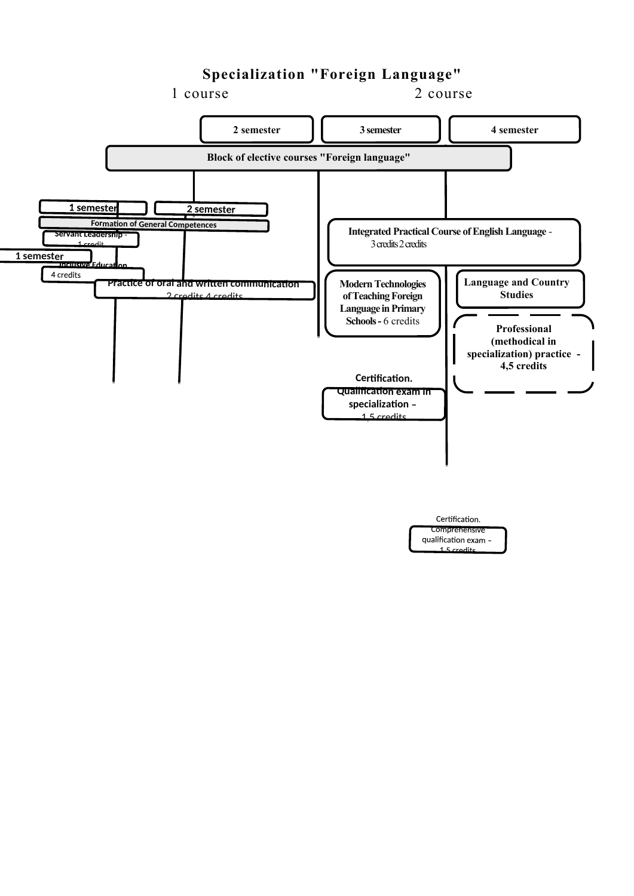## Specialization "Foreign Language"

1 course                                    2 course

2 semester

3 semester

4 semester

**Block of elective courses "Foreign language"**

1 semester

2 semester

Formation of General Competences

Servant Leadership - 1 credit

1 semester

Inclusive Education 4 credits

**Practice of oral and written communication** 2 credits 4 credits

**Integrated Practical Course of English Language -** 3 credits 2 credits

**Modern Technologies of Teaching Foreign Language in Primary Schools -** 6 credits

**Language and Country Studies**

**Professional (methodical in specialization) practice - 4,5 credits**

**Certification. Qualification exam in specialization –** 1,5 credits

Certification. Comprehensive qualification exam – 1,5 credits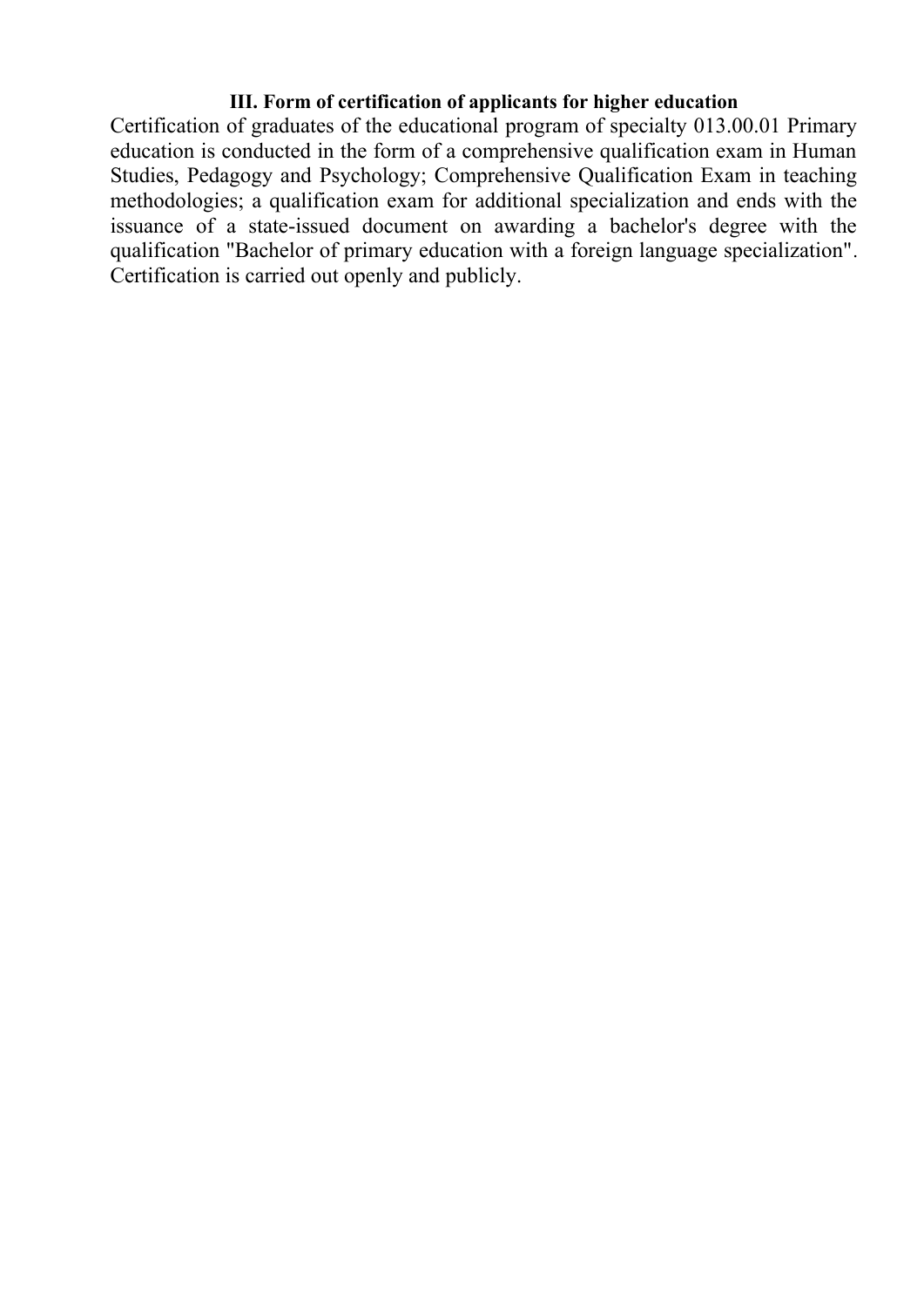## III. Form of certification of applicants for higher education

Certification of graduates of the educational program of specialty 013.00.01 Primary education is conducted in the form of a comprehensive qualification exam in Human Studies, Pedagogy and Psychology; Comprehensive Qualification Exam in teaching methodologies; a qualification exam for additional specialization and ends with the issuance of a state-issued document on awarding a bachelor's degree with the qualification "Bachelor of primary education with a foreign language specialization". Certification is carried out openly and publicly.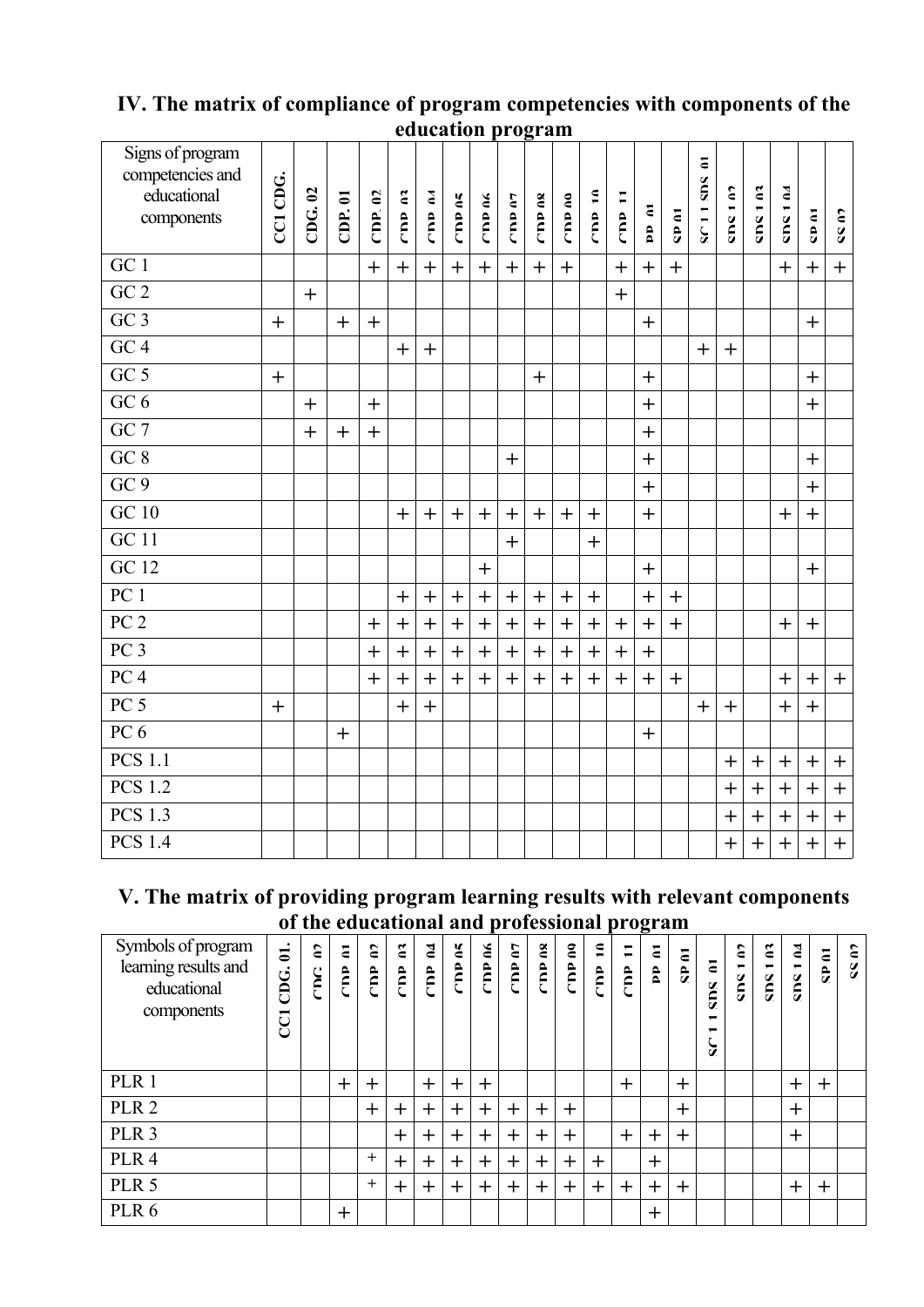## IV. The matrix of compliance of program competencies with components of the education program

| Signs of program competencies and educational components | CC1 CDG. | CDG. 02 | CDP. 01 | CDP. 02 | CDP 03 | CDP 04 | CDP 05 | CDP 06 | CDP 07 | CDP 08 | CDP 09 | CDP 10 | CDP 11 | PP 01 | SP 01 | SC 1.1 SDS 01 | SDS 1.02 | SDS 1.03 | SDS 1.04 | SP 01 | SS 02 |
|---|---|---|---|---|---|---|---|---|---|---|---|---|---|---|---|---|---|---|---|---|---|
| GC 1 | | | | + | + | + | + | + | + | + | + | | + | + | + | | | | + | + | + |
| GC 2 | | + | | | | | | | | | | | + | | | | | | | | |
| GC 3 | + | | + | + | | | | | | | | | | + | | | | | | + | |
| GC 4 | | | | | + | + | | | | | | | | | | + | + | | | | |
| GC 5 | + | | | | | | | | | + | | | | + | | | | | | + | |
| GC 6 | | + | | + | | | | | | | | | | + | | | | | | + | |
| GC 7 | | + | + | + | | | | | | | | | | + | | | | | | | |
| GC 8 | | | | | | | | | + | | | | | + | | | | | | + | |
| GC 9 | | | | | | | | | | | | | | + | | | | | | + | |
| GC 10 | | | | | + | + | + | + | + | + | + | + | | + | | | | | + | + | |
| GC 11 | | | | | | | | | + | | | + | | | | | | | | | |
| GC 12 | | | | | | | | + | | | | | | + | | | | | | + | |
| PC 1 | | | | | + | + | + | + | + | + | + | + | | + | + | | | | | | |
| PC 2 | | | | + | + | + | + | + | + | + | + | + | + | + | + | | | | + | + | |
| PC 3 | | | | + | + | + | + | + | + | + | + | + | + | + | | | | | | | |
| PC 4 | | | | + | + | + | + | + | + | + | + | + | + | + | + | | | | + | + | + |
| PC 5 | + | | | | + | + | | | | | | | | | | + | + | | + | + | |
| PC 6 | | | + | | | | | | | | | | | + | | | | | | | |
| PCS 1.1 | | | | | | | | | | | | | | | | | + | + | + | + | + |
| PCS 1.2 | | | | | | | | | | | | | | | | | + | + | + | + | + |
| PCS 1.3 | | | | | | | | | | | | | | | | | + | + | + | + | + |
| PCS 1.4 | | | | | | | | | | | | | | | | | + | + | + | + | + |

## V. The matrix of providing program learning results with relevant components of the educational and professional program

| Symbols of program learning results and educational components | CC1 CDG. 01. | CDG 02 | CDP 01 | CDP 02 | CDP 03 | CDP 04 | CDP 05 | CDP 06 | CDP 07 | CDP 08 | CDP 09 | CDP 10 | CDP 11 | PP 01 | SP 01 | SC 1.1 SDS 01 | SDS 1.02 | SDS 1.03 | SDS 1.04 | SP 01 | SS 02 |
|---|---|---|---|---|---|---|---|---|---|---|---|---|---|---|---|---|---|---|---|---|---|
| PLR 1 | | | + | + | | + | + | + | | | | | + | | + | | | | + | + | |
| PLR 2 | | | | + | + | + | + | + | + | + | + | | | | + | | | | + | | |
| PLR 3 | | | | | + | + | + | + | + | + | + | | + | + | + | | | | + | | |
| PLR 4 | | | | + | + | + | + | + | + | + | + | + | | + | | | | | | | |
| PLR 5 | | | | + | + | + | + | + | + | + | + | + | + | + | + | | | | + | + | |
| PLR 6 | | | + | | | | | | | | | | | + | | | | | | | |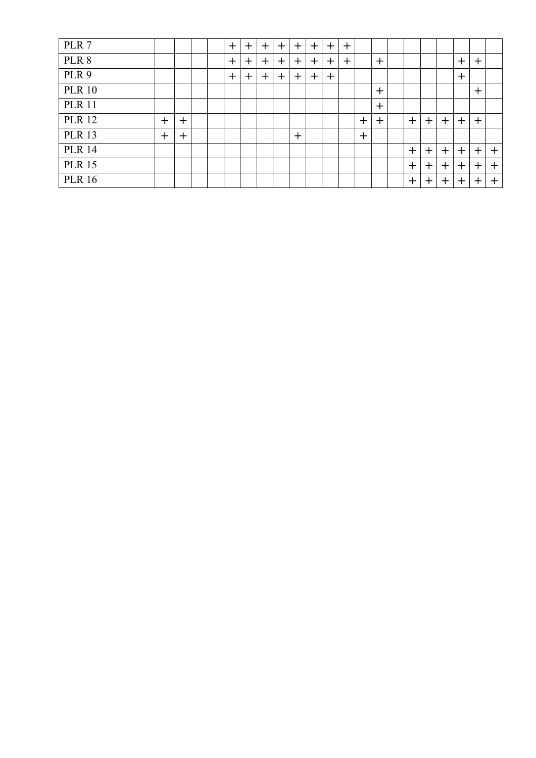| | | | | | | | | | | | | | | | | | | | | | |
|---|---|---|---|---|---|---|---|---|---|---|---|---|---|---|---|---|---|---|---|---|---|
| PLR 7 | | | | | + | + | + | + | + | + | + | + | | | | | | | | | |
| PLR 8 | | | | | + | + | + | + | + | + | + | + | | + | | | | | + | + | |
| PLR 9 | | | | | + | + | + | + | + | + | + | | | | | | | | + | | |
| PLR 10 | | | | | | | | | | | | | | + | | | | | | + | |
| PLR 11 | | | | | | | | | | | | | | + | | | | | | | |
| PLR 12 | + | + | | | | | | | | | | | + | + | | + | + | + | + | + | |
| PLR 13 | + | + | | | | | | | + | | | | + | | | | | | | | |
| PLR 14 | | | | | | | | | | | | | | | | + | + | + | + | + | + |
| PLR 15 | | | | | | | | | | | | | | | | + | + | + | + | + | + |
| PLR 16 | | | | | | | | | | | | | | | | + | + | + | + | + | + |